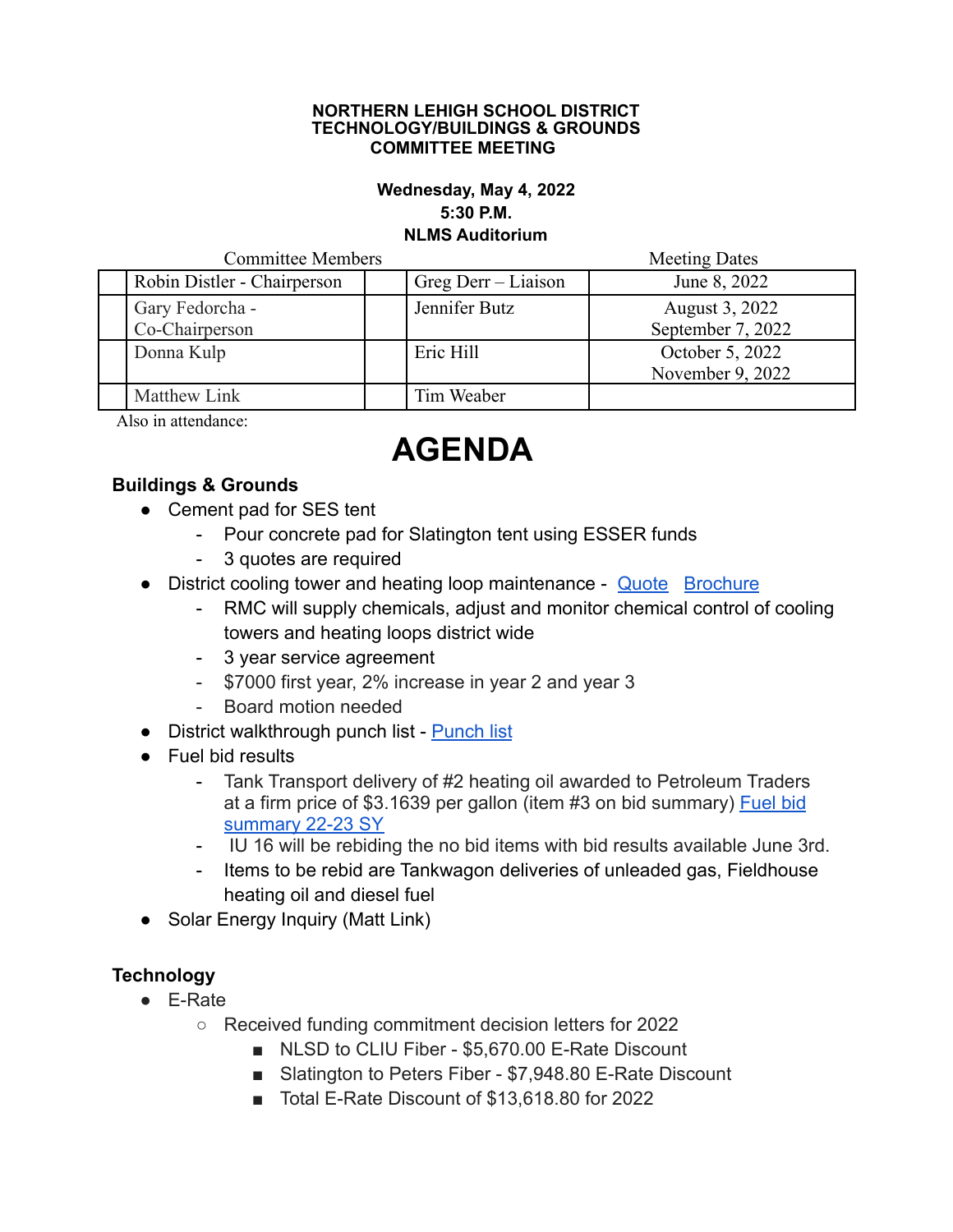**NORTHERN LEHIGH SCHOOL DISTRICT**
**TECHNOLOGY/BUILDINGS & GROUNDS**
**COMMITTEE MEETING**

**Wednesday, May 4, 2022**
**5:30 P.M.**
**NLMS Auditorium**

| | Committee Members | | | Meeting Dates |
|---|---|---|---|---|
| | Robin Distler - Chairperson | | Greg Derr – Liaison | June 8, 2022 |
| | Gary Fedorcha - Co-Chairperson | | Jennifer Butz | August 3, 2022<br>September 7, 2022 |
| | Donna Kulp | | Eric Hill | October 5, 2022<br>November 9, 2022 |
| | Matthew Link | | Tim Weaber | |

Also in attendance:

# AGENDA

### Buildings & Grounds

- Cement pad for SES tent
  - Pour concrete pad for Slatington tent using ESSER funds
  - 3 quotes are required
- District cooling tower and heating loop maintenance - Quote Brochure
  - RMC will supply chemicals, adjust and monitor chemical control of cooling towers and heating loops district wide
  - 3 year service agreement
  - $7000 first year, 2% increase in year 2 and year 3
  - Board motion needed
- District walkthrough punch list - Punch list
- Fuel bid results
  - Tank Transport delivery of #2 heating oil awarded to Petroleum Traders at a firm price of $3.1639 per gallon (item #3 on bid summary) Fuel bid summary 22-23 SY
  - IU 16 will be rebiding the no bid items with bid results available June 3rd.
  - Items to be rebid are Tankwagon deliveries of unleaded gas, Fieldhouse heating oil and diesel fuel
- Solar Energy Inquiry (Matt Link)

### Technology

- E-Rate
  - Received funding commitment decision letters for 2022
    - NLSD to CLIU Fiber - $5,670.00 E-Rate Discount
    - Slatington to Peters Fiber - $7,948.80 E-Rate Discount
    - Total E-Rate Discount of $13,618.80 for 2022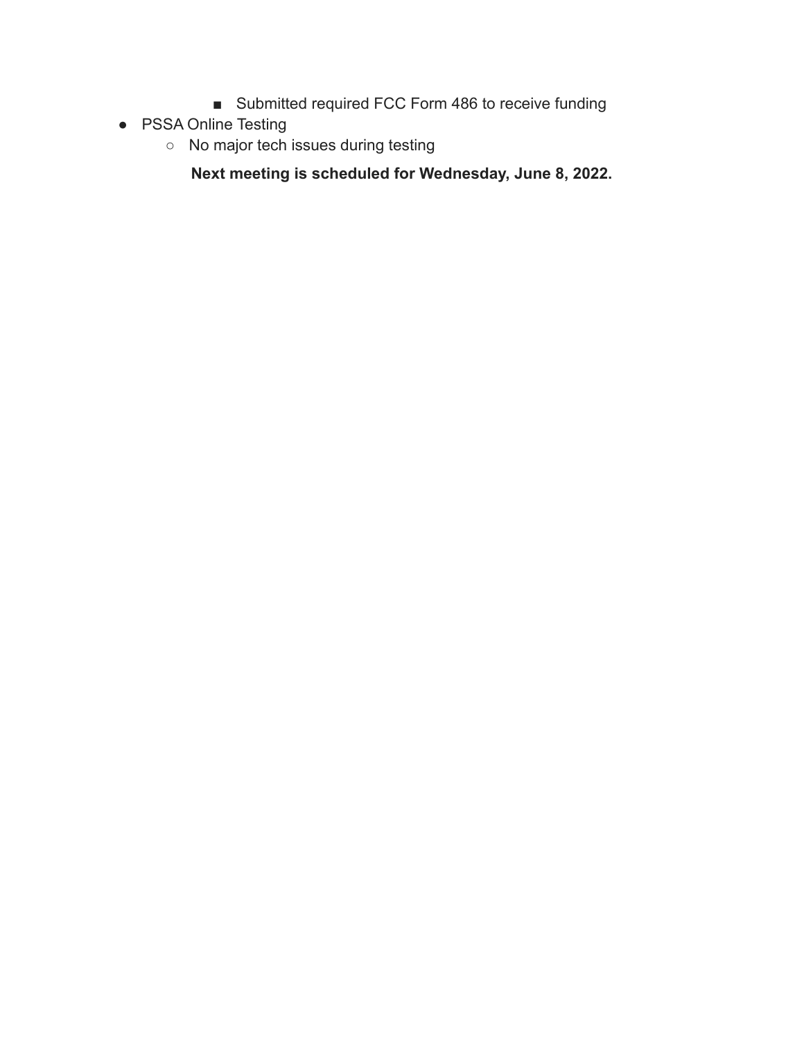- Submitted required FCC Form 486 to receive funding
- PSSA Online Testing
    - No major tech issues during testing

**Next meeting is scheduled for Wednesday, June 8, 2022.**